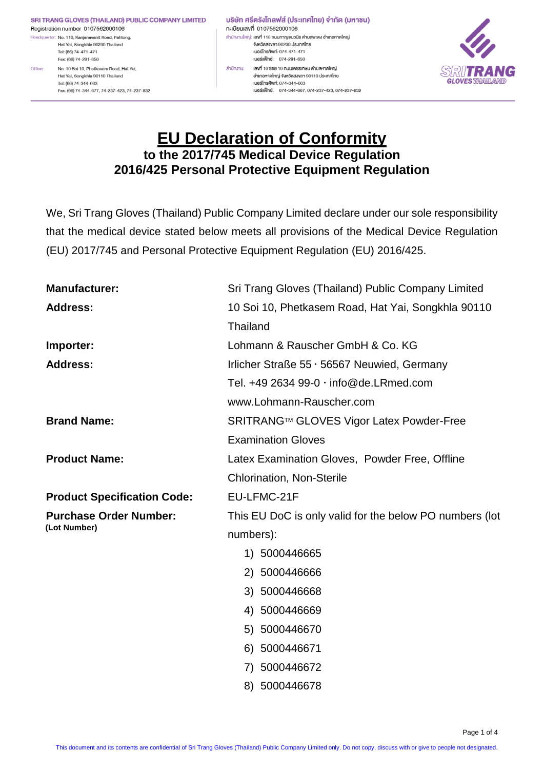# EU Declaration of Conformity

## to the 2017/745 Medical Device Regulation
## 2016/425 Personal Protective Equipment Regulation

We, Sri Trang Gloves (Thailand) Public Company Limited declare under our sole responsibility that the medical device stated below meets all provisions of the Medical Device Regulation (EU) 2017/745 and Personal Protective Equipment Regulation (EU) 2016/425.

| | |
|---|---|
| **Manufacturer:** | Sri Trang Gloves (Thailand) Public Company Limited |
| **Address:** | 10 Soi 10, Phetkasem Road, Hat Yai, Songkhla 90110 Thailand |
| **Importer:** | Lohmann & Rauscher GmbH & Co. KG |
| **Address:** | Irlicher Straße 55 · 56567 Neuwied, Germany<br>Tel. +49 2634 99-0 · info@de.LRmed.com<br>www.Lohmann-Rauscher.com |
| **Brand Name:** | SRITRANG™ GLOVES Vigor Latex Powder-Free Examination Gloves |
| **Product Name:** | Latex Examination Gloves, Powder Free, Offline Chlorination, Non-Sterile |
| **Product Specification Code:** | EU-LFMC-21F |
| **Purchase Order Number:** (Lot Number) | This EU DoC is only valid for the below PO numbers (lot numbers):<br>1) 5000446665<br>2) 5000446666<br>3) 5000446668<br>4) 5000446669<br>5) 5000446670<br>6) 5000446671<br>7) 5000446672<br>8) 5000446678 |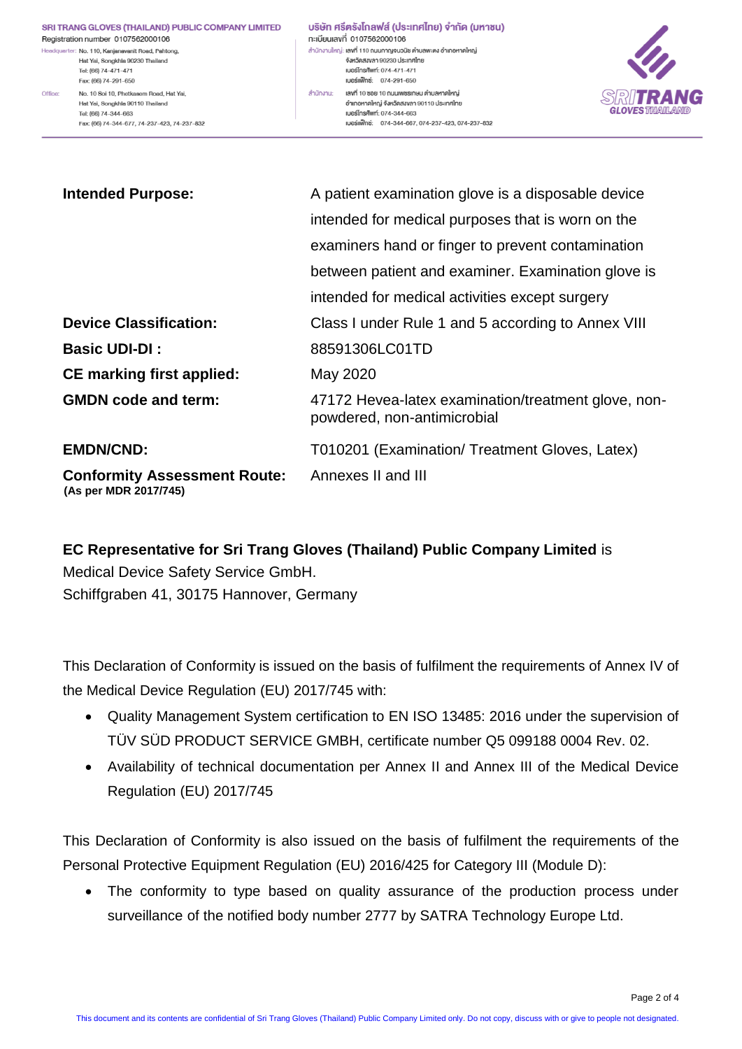| | |
|---|---|
| **Intended Purpose:** | A patient examination glove is a disposable device intended for medical purposes that is worn on the examiners hand or finger to prevent contamination between patient and examiner. Examination glove is intended for medical activities except surgery |
| **Device Classification:** | Class I under Rule 1 and 5 according to Annex VIII |
| **Basic UDI-DI :** | 88591306LC01TD |
| **CE marking first applied:** | May 2020 |
| **GMDN code and term:** | 47172 Hevea-latex examination/treatment glove, non-powdered, non-antimicrobial |
| **EMDN/CND:** | T010201 (Examination/ Treatment Gloves, Latex) |
| **Conformity Assessment Route:** **(As per MDR 2017/745)** | Annexes II and III |

**EC Representative for Sri Trang Gloves (Thailand) Public Company Limited** is
Medical Device Safety Service GmbH.
Schiffgraben 41, 30175 Hannover, Germany

This Declaration of Conformity is issued on the basis of fulfilment the requirements of Annex IV of the Medical Device Regulation (EU) 2017/745 with:

- Quality Management System certification to EN ISO 13485: 2016 under the supervision of TÜV SÜD PRODUCT SERVICE GMBH, certificate number Q5 099188 0004 Rev. 02.
- Availability of technical documentation per Annex II and Annex III of the Medical Device Regulation (EU) 2017/745

This Declaration of Conformity is also issued on the basis of fulfilment the requirements of the Personal Protective Equipment Regulation (EU) 2016/425 for Category III (Module D):

- The conformity to type based on quality assurance of the production process under surveillance of the notified body number 2777 by SATRA Technology Europe Ltd.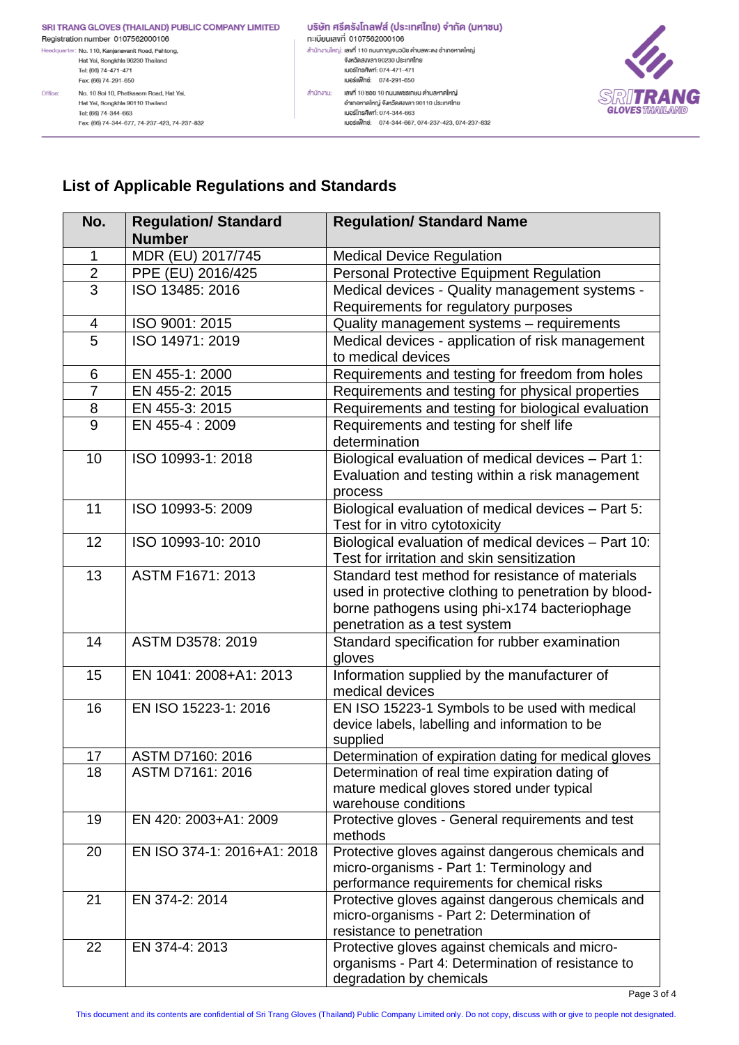## List of Applicable Regulations and Standards

| No. | Regulation/ Standard Number | Regulation/ Standard Name |
|---|---|---|
| 1 | MDR (EU) 2017/745 | Medical Device Regulation |
| 2 | PPE (EU) 2016/425 | Personal Protective Equipment Regulation |
| 3 | ISO 13485: 2016 | Medical devices - Quality management systems - Requirements for regulatory purposes |
| 4 | ISO 9001: 2015 | Quality management systems – requirements |
| 5 | ISO 14971: 2019 | Medical devices - application of risk management to medical devices |
| 6 | EN 455-1: 2000 | Requirements and testing for freedom from holes |
| 7 | EN 455-2: 2015 | Requirements and testing for physical properties |
| 8 | EN 455-3: 2015 | Requirements and testing for biological evaluation |
| 9 | EN 455-4 : 2009 | Requirements and testing for shelf life determination |
| 10 | ISO 10993-1: 2018 | Biological evaluation of medical devices – Part 1: Evaluation and testing within a risk management process |
| 11 | ISO 10993-5: 2009 | Biological evaluation of medical devices – Part 5: Test for in vitro cytotoxicity |
| 12 | ISO 10993-10: 2010 | Biological evaluation of medical devices – Part 10: Test for irritation and skin sensitization |
| 13 | ASTM F1671: 2013 | Standard test method for resistance of materials used in protective clothing to penetration by blood-borne pathogens using phi-x174 bacteriophage penetration as a test system |
| 14 | ASTM D3578: 2019 | Standard specification for rubber examination gloves |
| 15 | EN 1041: 2008+A1: 2013 | Information supplied by the manufacturer of medical devices |
| 16 | EN ISO 15223-1: 2016 | EN ISO 15223-1 Symbols to be used with medical device labels, labelling and information to be supplied |
| 17 | ASTM D7160: 2016 | Determination of expiration dating for medical gloves |
| 18 | ASTM D7161: 2016 | Determination of real time expiration dating of mature medical gloves stored under typical warehouse conditions |
| 19 | EN 420: 2003+A1: 2009 | Protective gloves - General requirements and test methods |
| 20 | EN ISO 374-1: 2016+A1: 2018 | Protective gloves against dangerous chemicals and micro-organisms - Part 1: Terminology and performance requirements for chemical risks |
| 21 | EN 374-2: 2014 | Protective gloves against dangerous chemicals and micro-organisms - Part 2: Determination of resistance to penetration |
| 22 | EN 374-4: 2013 | Protective gloves against chemicals and micro-organisms - Part 4: Determination of resistance to degradation by chemicals |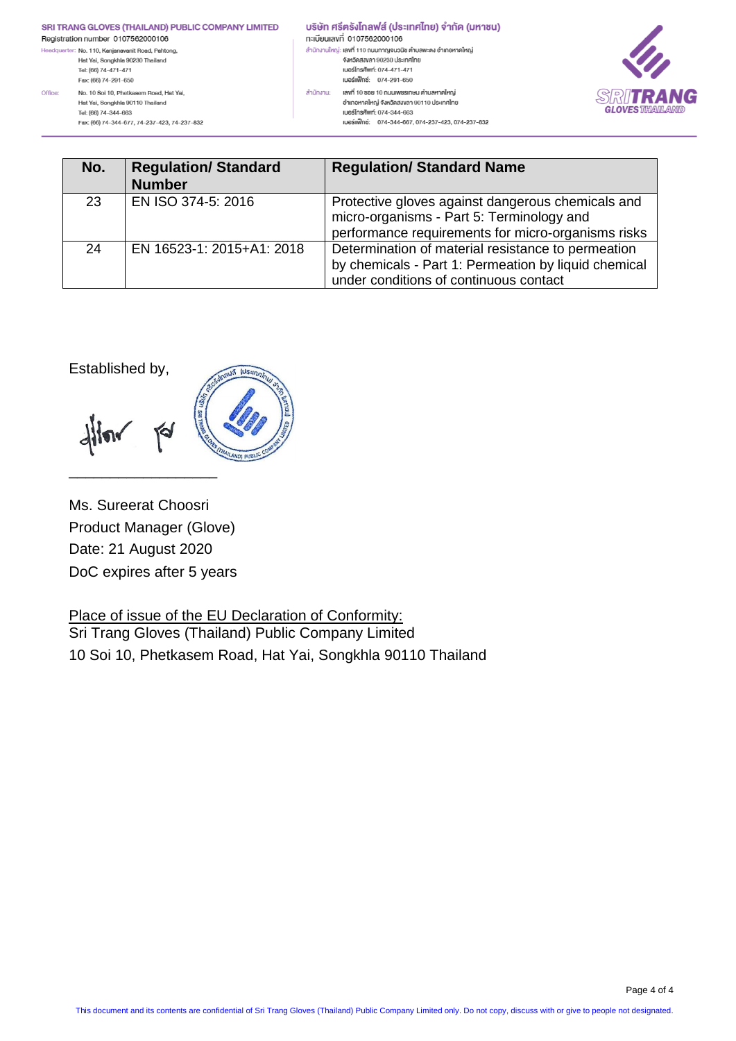| No. | Regulation/ Standard Number | Regulation/ Standard Name |
|---|---|---|
| 23 | EN ISO 374-5: 2016 | Protective gloves against dangerous chemicals and micro-organisms - Part 5: Terminology and performance requirements for micro-organisms risks |
| 24 | EN 16523-1: 2015+A1: 2018 | Determination of material resistance to permeation by chemicals - Part 1: Permeation by liquid chemical under conditions of continuous contact |

Established by,

Ms. Sureerat Choosri
Product Manager (Glove)
Date: 21 August 2020
DoC expires after 5 years

Place of issue of the EU Declaration of Conformity:
Sri Trang Gloves (Thailand) Public Company Limited
10 Soi 10, Phetkasem Road, Hat Yai, Songkhla 90110 Thailand